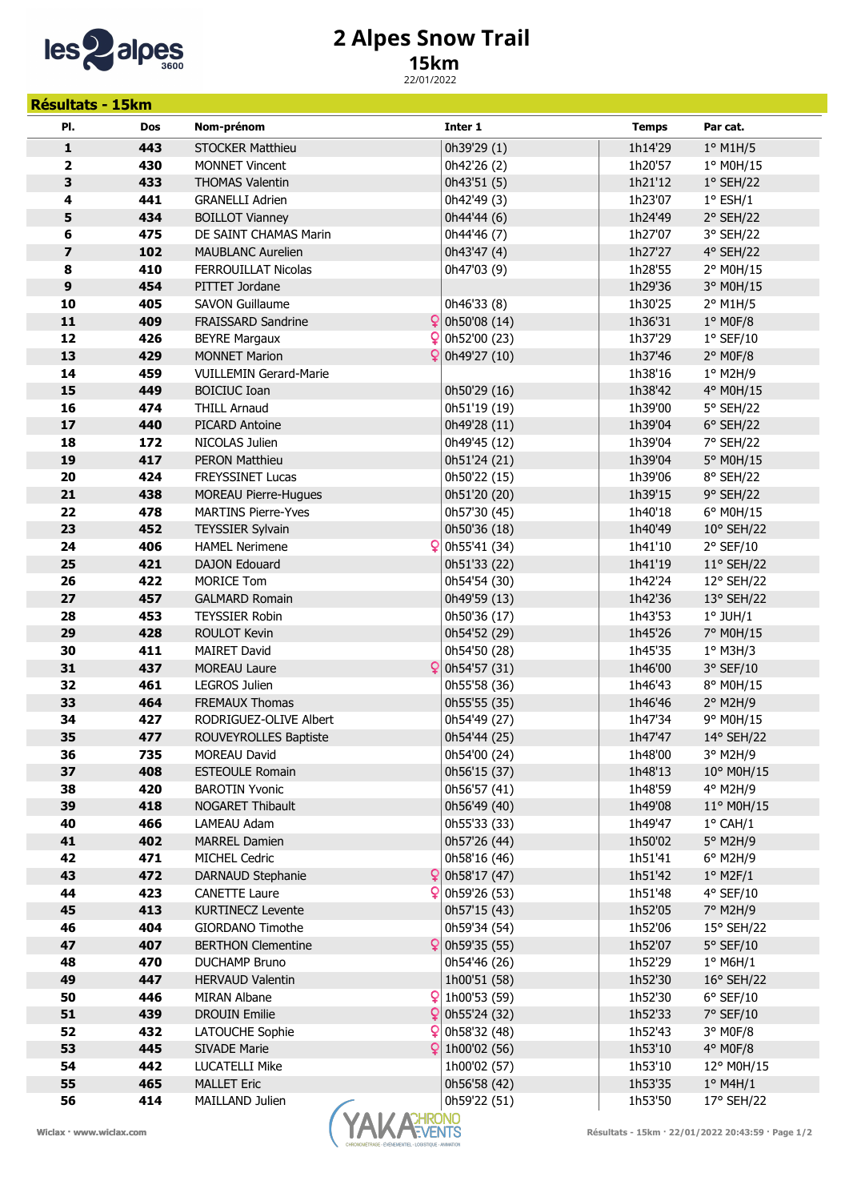# 2 Alpes Snow Trail

## 15km

22/01/2022

## Résultats - 15km

| Pl. | Dos | Nom-prénom | Inter 1 | Temps | Par cat. |
|---|---|---|---|---|---|
| 1 | 443 | STOCKER Matthieu | 0h39'29 (1) | 1h14'29 | 1° M1H/5 |
| 2 | 430 | MONNET Vincent | 0h42'26 (2) | 1h20'57 | 1° M0H/15 |
| 3 | 433 | THOMAS Valentin | 0h43'51 (5) | 1h21'12 | 1° SEH/22 |
| 4 | 441 | GRANELLI Adrien | 0h42'49 (3) | 1h23'07 | 1° ESH/1 |
| 5 | 434 | BOILLOT Vianney | 0h44'44 (6) | 1h24'49 | 2° SEH/22 |
| 6 | 475 | DE SAINT CHAMAS Marin | 0h44'46 (7) | 1h27'07 | 3° SEH/22 |
| 7 | 102 | MAUBLANC Aurelien | 0h43'47 (4) | 1h27'27 | 4° SEH/22 |
| 8 | 410 | FERROUILLAT Nicolas | 0h47'03 (9) | 1h28'55 | 2° M0H/15 |
| 9 | 454 | PITTET Jordane | | 1h29'36 | 3° M0H/15 |
| 10 | 405 | SAVON Guillaume | 0h46'33 (8) | 1h30'25 | 2° M1H/5 |
| 11 | 409 | FRAISSARD Sandrine ♀ | 0h50'08 (14) | 1h36'31 | 1° M0F/8 |
| 12 | 426 | BEYRE Margaux ♀ | 0h52'00 (23) | 1h37'29 | 1° SEF/10 |
| 13 | 429 | MONNET Marion ♀ | 0h49'27 (10) | 1h37'46 | 2° M0F/8 |
| 14 | 459 | VUILLEMIN Gerard-Marie | | 1h38'16 | 1° M2H/9 |
| 15 | 449 | BOICIUC Ioan | 0h50'29 (16) | 1h38'42 | 4° M0H/15 |
| 16 | 474 | THILL Arnaud | 0h51'19 (19) | 1h39'00 | 5° SEH/22 |
| 17 | 440 | PICARD Antoine | 0h49'28 (11) | 1h39'04 | 6° SEH/22 |
| 18 | 172 | NICOLAS Julien | 0h49'45 (12) | 1h39'04 | 7° SEH/22 |
| 19 | 417 | PERON Matthieu | 0h51'24 (21) | 1h39'04 | 5° M0H/15 |
| 20 | 424 | FREYSSINET Lucas | 0h50'22 (15) | 1h39'06 | 8° SEH/22 |
| 21 | 438 | MOREAU Pierre-Hugues | 0h51'20 (20) | 1h39'15 | 9° SEH/22 |
| 22 | 478 | MARTINS Pierre-Yves | 0h57'30 (45) | 1h40'18 | 6° M0H/15 |
| 23 | 452 | TEYSSIER Sylvain | 0h50'36 (18) | 1h40'49 | 10° SEH/22 |
| 24 | 406 | HAMEL Nerimene ♀ | 0h55'41 (34) | 1h41'10 | 2° SEF/10 |
| 25 | 421 | DAJON Edouard | 0h51'33 (22) | 1h41'19 | 11° SEH/22 |
| 26 | 422 | MORICE Tom | 0h54'54 (30) | 1h42'24 | 12° SEH/22 |
| 27 | 457 | GALMARD Romain | 0h49'59 (13) | 1h42'36 | 13° SEH/22 |
| 28 | 453 | TEYSSIER Robin | 0h50'36 (17) | 1h43'53 | 1° JUH/1 |
| 29 | 428 | ROULOT Kevin | 0h54'52 (29) | 1h45'26 | 7° M0H/15 |
| 30 | 411 | MAIRET David | 0h54'50 (28) | 1h45'35 | 1° M3H/3 |
| 31 | 437 | MOREAU Laure ♀ | 0h54'57 (31) | 1h46'00 | 3° SEF/10 |
| 32 | 461 | LEGROS Julien | 0h55'58 (36) | 1h46'43 | 8° M0H/15 |
| 33 | 464 | FREMAUX Thomas | 0h55'55 (35) | 1h46'46 | 2° M2H/9 |
| 34 | 427 | RODRIGUEZ-OLIVE Albert | 0h54'49 (27) | 1h47'34 | 9° M0H/15 |
| 35 | 477 | ROUVEYROLLES Baptiste | 0h54'44 (25) | 1h47'47 | 14° SEH/22 |
| 36 | 735 | MOREAU David | 0h54'00 (24) | 1h48'00 | 3° M2H/9 |
| 37 | 408 | ESTEOULE Romain | 0h56'15 (37) | 1h48'13 | 10° M0H/15 |
| 38 | 420 | BAROTIN Yvonic | 0h56'57 (41) | 1h48'59 | 4° M2H/9 |
| 39 | 418 | NOGARET Thibault | 0h56'49 (40) | 1h49'08 | 11° M0H/15 |
| 40 | 466 | LAMEAU Adam | 0h55'33 (33) | 1h49'47 | 1° CAH/1 |
| 41 | 402 | MARREL Damien | 0h57'26 (44) | 1h50'02 | 5° M2H/9 |
| 42 | 471 | MICHEL Cedric | 0h58'16 (46) | 1h51'41 | 6° M2H/9 |
| 43 | 472 | DARNAUD Stephanie ♀ | 0h58'17 (47) | 1h51'42 | 1° M2F/1 |
| 44 | 423 | CANETTE Laure ♀ | 0h59'26 (53) | 1h51'48 | 4° SEF/10 |
| 45 | 413 | KURTINECZ Levente | 0h57'15 (43) | 1h52'05 | 7° M2H/9 |
| 46 | 404 | GIORDANO Timothe | 0h59'34 (54) | 1h52'06 | 15° SEH/22 |
| 47 | 407 | BERTHON Clementine ♀ | 0h59'35 (55) | 1h52'07 | 5° SEF/10 |
| 48 | 470 | DUCHAMP Bruno | 0h54'46 (26) | 1h52'29 | 1° M6H/1 |
| 49 | 447 | HERVAUD Valentin | 1h00'51 (58) | 1h52'30 | 16° SEH/22 |
| 50 | 446 | MIRAN Albane ♀ | 1h00'53 (59) | 1h52'30 | 6° SEF/10 |
| 51 | 439 | DROUIN Emilie ♀ | 0h55'24 (32) | 1h52'33 | 7° SEF/10 |
| 52 | 432 | LATOUCHE Sophie ♀ | 0h58'32 (48) | 1h52'43 | 3° M0F/8 |
| 53 | 445 | SIVADE Marie ♀ | 1h00'02 (56) | 1h53'10 | 4° M0F/8 |
| 54 | 442 | LUCATELLI Mike | 1h00'02 (57) | 1h53'10 | 12° M0H/15 |
| 55 | 465 | MALLET Eric | 0h56'58 (42) | 1h53'35 | 1° M4H/1 |
| 56 | 414 | MAILLAND Julien | 0h59'22 (51) | 1h53'50 | 17° SEH/22 |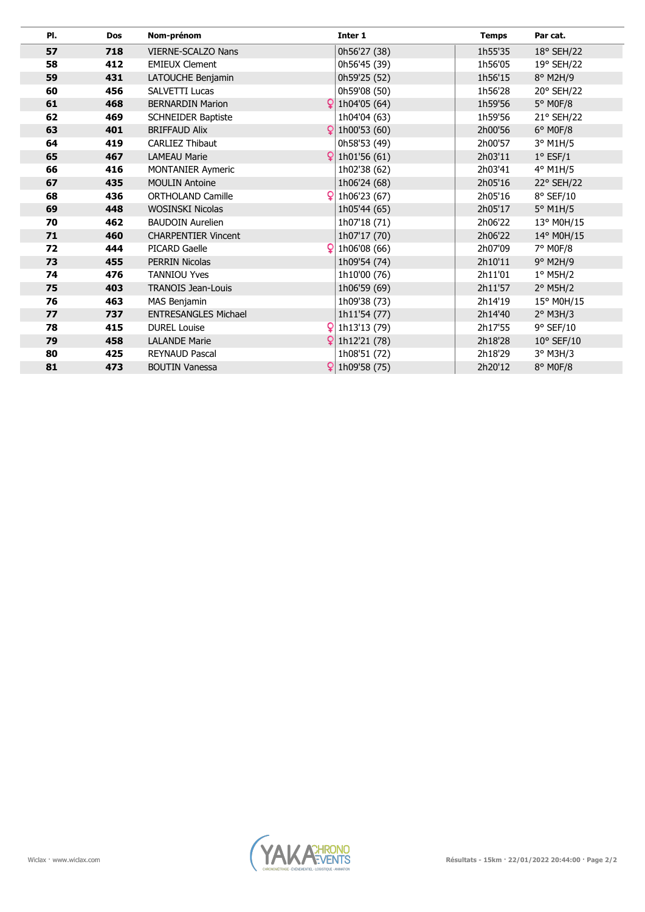| Pl. | Dos | Nom-prénom | Inter 1 | Temps | Par cat. |
|---|---|---|---|---|---|
| 57 | 718 | VIERNE-SCALZO Nans | 0h56'27 (38) | 1h55'35 | 18° SEH/22 |
| 58 | 412 | EMIEUX Clement | 0h56'45 (39) | 1h56'05 | 19° SEH/22 |
| 59 | 431 | LATOUCHE Benjamin | 0h59'25 (52) | 1h56'15 | 8° M2H/9 |
| 60 | 456 | SALVETTI Lucas | 0h59'08 (50) | 1h56'28 | 20° SEH/22 |
| 61 | 468 | BERNARDIN Marion ♀ | 1h04'05 (64) | 1h59'56 | 5° M0F/8 |
| 62 | 469 | SCHNEIDER Baptiste | 1h04'04 (63) | 1h59'56 | 21° SEH/22 |
| 63 | 401 | BRIFFAUD Alix ♀ | 1h00'53 (60) | 2h00'56 | 6° M0F/8 |
| 64 | 419 | CARLIEZ Thibaut | 0h58'53 (49) | 2h00'57 | 3° M1H/5 |
| 65 | 467 | LAMEAU Marie ♀ | 1h01'56 (61) | 2h03'11 | 1° ESF/1 |
| 66 | 416 | MONTANIER Aymeric | 1h02'38 (62) | 2h03'41 | 4° M1H/5 |
| 67 | 435 | MOULIN Antoine | 1h06'24 (68) | 2h05'16 | 22° SEH/22 |
| 68 | 436 | ORTHOLAND Camille ♀ | 1h06'23 (67) | 2h05'16 | 8° SEF/10 |
| 69 | 448 | WOSINSKI Nicolas | 1h05'44 (65) | 2h05'17 | 5° M1H/5 |
| 70 | 462 | BAUDOIN Aurelien | 1h07'18 (71) | 2h06'22 | 13° M0H/15 |
| 71 | 460 | CHARPENTIER Vincent | 1h07'17 (70) | 2h06'22 | 14° M0H/15 |
| 72 | 444 | PICARD Gaelle ♀ | 1h06'08 (66) | 2h07'09 | 7° M0F/8 |
| 73 | 455 | PERRIN Nicolas | 1h09'54 (74) | 2h10'11 | 9° M2H/9 |
| 74 | 476 | TANNIOU Yves | 1h10'00 (76) | 2h11'01 | 1° M5H/2 |
| 75 | 403 | TRANOIS Jean-Louis | 1h06'59 (69) | 2h11'57 | 2° M5H/2 |
| 76 | 463 | MAS Benjamin | 1h09'38 (73) | 2h14'19 | 15° M0H/15 |
| 77 | 737 | ENTRESANGLES Michael | 1h11'54 (77) | 2h14'40 | 2° M3H/3 |
| 78 | 415 | DUREL Louise ♀ | 1h13'13 (79) | 2h17'55 | 9° SEF/10 |
| 79 | 458 | LALANDE Marie ♀ | 1h12'21 (78) | 2h18'28 | 10° SEF/10 |
| 80 | 425 | REYNAUD Pascal | 1h08'51 (72) | 2h18'29 | 3° M3H/3 |
| 81 | 473 | BOUTIN Vanessa ♀ | 1h09'58 (75) | 2h20'12 | 8° M0F/8 |

Wiclax · www.wiclax.com

YAKA CHRONO EVENTS

Résultats - 15km · 22/01/2022 20:44:00